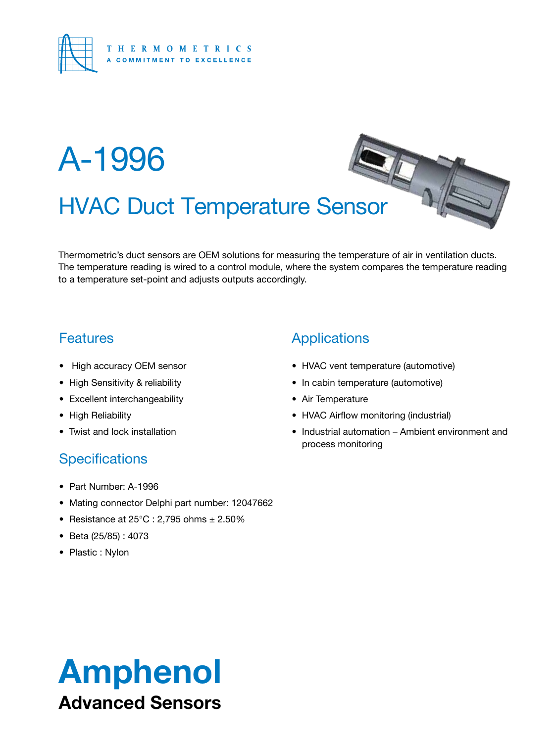THERMOMETRICS

A COMMITMENT TO EXCELLENCE

# A-1996

## HVAC Duct Temperature Sensor

Thermometric's duct sensors are OEM solutions for measuring the temperature of air in ventilation ducts. The temperature reading is wired to a control module, where the system compares the temperature reading to a temperature set-point and adjusts outputs accordingly.

### Features

- High accuracy OEM sensor
- High Sensitivity & reliability
- Excellent interchangeability
- High Reliability
- Twist and lock installation

### Specifications

- Part Number: A-1996
- Mating connector Delphi part number: 12047662
- Resistance at 25°C : 2,795 ohms ± 2.50%
- Beta (25/85) : 4073
- Plastic : Nylon

### Applications

- HVAC vent temperature (automotive)
- In cabin temperature (automotive)
- Air Temperature
- HVAC Airflow monitoring (industrial)
- Industrial automation – Ambient environment and process monitoring

**Amphenol**

**Advanced Sensors**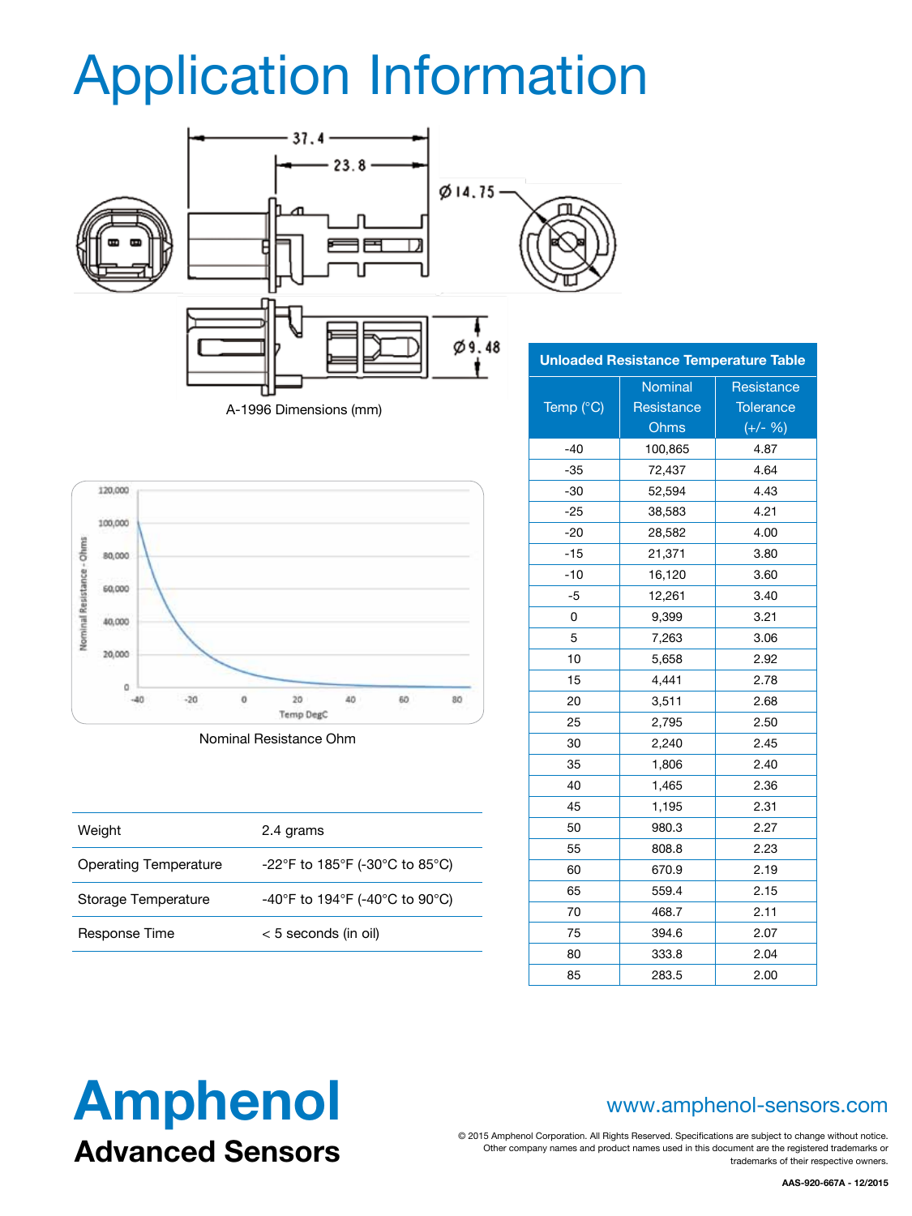# Application Information

37.4

23.8

Ø 14.75

Ø 9.48

A-1996 Dimensions (mm)

120,000
100,000
80,000
60,000
40,000
20,000
0

Nominal Resistance - Ohms

-40 -20 0 20 40 60 80

Temp DegC

Nominal Resistance Ohm

| | |
|---|---|
| Weight | 2.4 grams |
| Operating Temperature | -22°F to 185°F (-30°C to 85°C) |
| Storage Temperature | -40°F to 194°F (-40°C to 90°C) |
| Response Time | < 5 seconds (in oil) |

**Unloaded Resistance Temperature Table**

| Temp (°C) | Nominal Resistance Ohms | Resistance Tolerance (+/- %) |
|---|---|---|
| -40 | 100,865 | 4.87 |
| -35 | 72,437 | 4.64 |
| -30 | 52,594 | 4.43 |
| -25 | 38,583 | 4.21 |
| -20 | 28,582 | 4.00 |
| -15 | 21,371 | 3.80 |
| -10 | 16,120 | 3.60 |
| -5 | 12,261 | 3.40 |
| 0 | 9,399 | 3.21 |
| 5 | 7,263 | 3.06 |
| 10 | 5,658 | 2.92 |
| 15 | 4,441 | 2.78 |
| 20 | 3,511 | 2.68 |
| 25 | 2,795 | 2.50 |
| 30 | 2,240 | 2.45 |
| 35 | 1,806 | 2.40 |
| 40 | 1,465 | 2.36 |
| 45 | 1,195 | 2.31 |
| 50 | 980.3 | 2.27 |
| 55 | 808.8 | 2.23 |
| 60 | 670.9 | 2.19 |
| 65 | 559.4 | 2.15 |
| 70 | 468.7 | 2.11 |
| 75 | 394.6 | 2.07 |
| 80 | 333.8 | 2.04 |
| 85 | 283.5 | 2.00 |

**Amphenol**
**Advanced Sensors**

www.amphenol-sensors.com

© 2015 Amphenol Corporation. All Rights Reserved. Specifications are subject to change without notice. Other company names and product names used in this document are the registered trademarks or trademarks of their respective owners.

AAS-920-667A - 12/2015